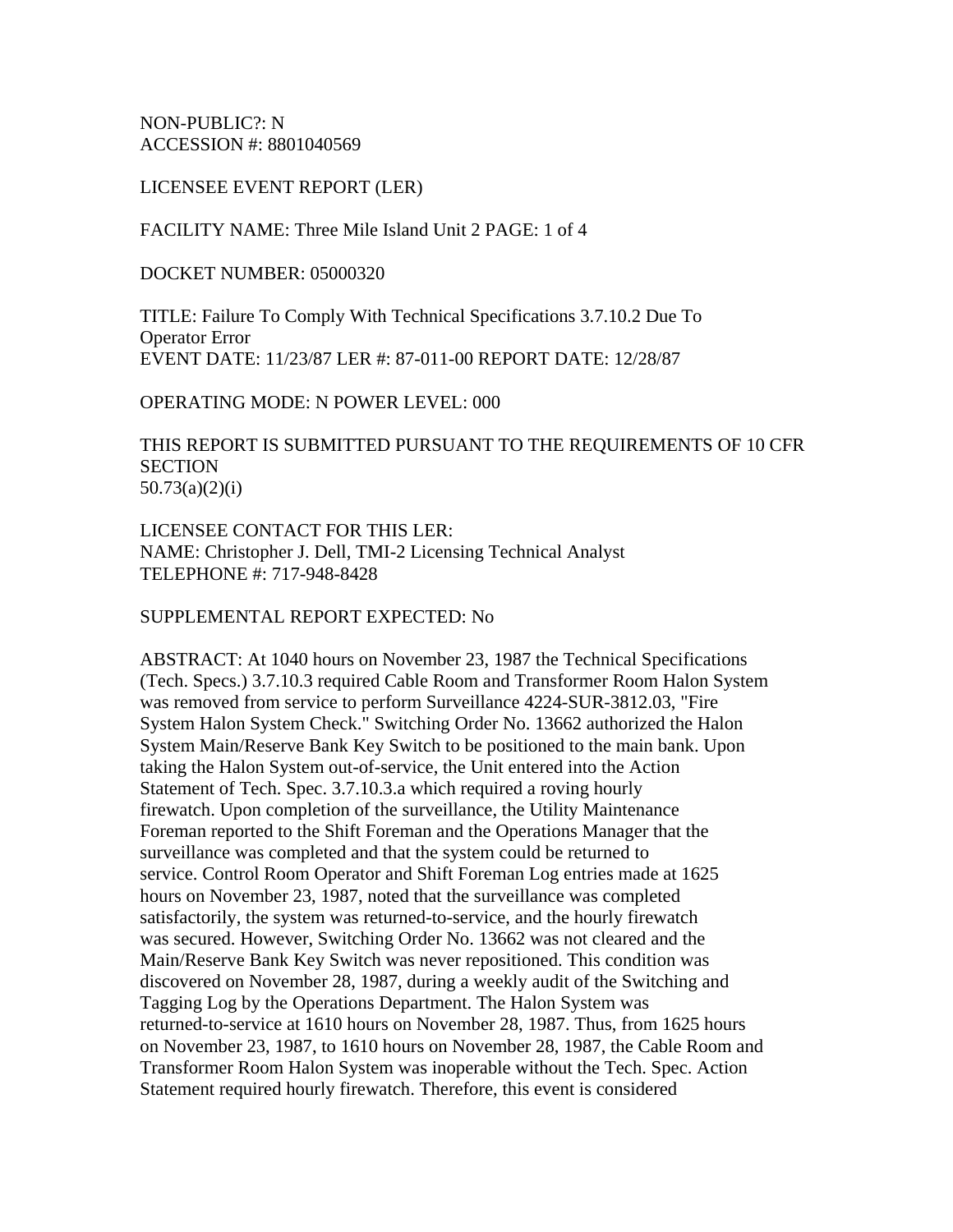NON-PUBLIC?: N
ACCESSION #: 8801040569

LICENSEE EVENT REPORT (LER)

FACILITY NAME: Three Mile Island Unit 2 PAGE: 1 of 4

DOCKET NUMBER: 05000320

TITLE: Failure To Comply With Technical Specifications 3.7.10.2 Due To Operator Error
EVENT DATE: 11/23/87 LER #: 87-011-00 REPORT DATE: 12/28/87

OPERATING MODE: N POWER LEVEL: 000

THIS REPORT IS SUBMITTED PURSUANT TO THE REQUIREMENTS OF 10 CFR SECTION
50.73(a)(2)(i)

LICENSEE CONTACT FOR THIS LER:
NAME: Christopher J. Dell, TMI-2 Licensing Technical Analyst
TELEPHONE #: 717-948-8428

SUPPLEMENTAL REPORT EXPECTED: No

ABSTRACT: At 1040 hours on November 23, 1987 the Technical Specifications (Tech. Specs.) 3.7.10.3 required Cable Room and Transformer Room Halon System was removed from service to perform Surveillance 4224-SUR-3812.03, "Fire System Halon System Check." Switching Order No. 13662 authorized the Halon System Main/Reserve Bank Key Switch to be positioned to the main bank. Upon taking the Halon System out-of-service, the Unit entered into the Action Statement of Tech. Spec. 3.7.10.3.a which required a roving hourly firewatch. Upon completion of the surveillance, the Utility Maintenance Foreman reported to the Shift Foreman and the Operations Manager that the surveillance was completed and that the system could be returned to service. Control Room Operator and Shift Foreman Log entries made at 1625 hours on November 23, 1987, noted that the surveillance was completed satisfactorily, the system was returned-to-service, and the hourly firewatch was secured. However, Switching Order No. 13662 was not cleared and the Main/Reserve Bank Key Switch was never repositioned. This condition was discovered on November 28, 1987, during a weekly audit of the Switching and Tagging Log by the Operations Department. The Halon System was returned-to-service at 1610 hours on November 28, 1987. Thus, from 1625 hours on November 23, 1987, to 1610 hours on November 28, 1987, the Cable Room and Transformer Room Halon System was inoperable without the Tech. Spec. Action Statement required hourly firewatch. Therefore, this event is considered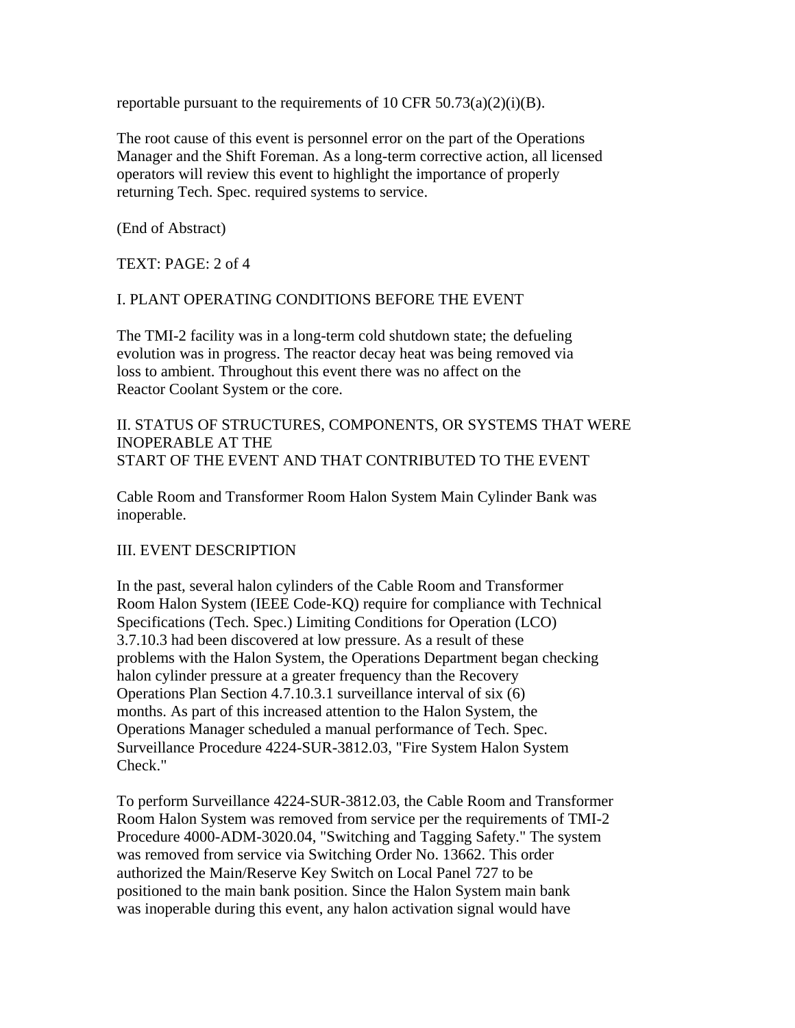reportable pursuant to the requirements of 10 CFR 50.73(a)(2)(i)(B).

The root cause of this event is personnel error on the part of the Operations Manager and the Shift Foreman. As a long-term corrective action, all licensed operators will review this event to highlight the importance of properly returning Tech. Spec. required systems to service.

(End of Abstract)

TEXT: PAGE: 2 of 4

## I. PLANT OPERATING CONDITIONS BEFORE THE EVENT

The TMI-2 facility was in a long-term cold shutdown state; the defueling evolution was in progress. The reactor decay heat was being removed via loss to ambient. Throughout this event there was no affect on the Reactor Coolant System or the core.

## II. STATUS OF STRUCTURES, COMPONENTS, OR SYSTEMS THAT WERE INOPERABLE AT THE START OF THE EVENT AND THAT CONTRIBUTED TO THE EVENT

Cable Room and Transformer Room Halon System Main Cylinder Bank was inoperable.

## III. EVENT DESCRIPTION

In the past, several halon cylinders of the Cable Room and Transformer Room Halon System (IEEE Code-KQ) require for compliance with Technical Specifications (Tech. Spec.) Limiting Conditions for Operation (LCO) 3.7.10.3 had been discovered at low pressure. As a result of these problems with the Halon System, the Operations Department began checking halon cylinder pressure at a greater frequency than the Recovery Operations Plan Section 4.7.10.3.1 surveillance interval of six (6) months. As part of this increased attention to the Halon System, the Operations Manager scheduled a manual performance of Tech. Spec. Surveillance Procedure 4224-SUR-3812.03, "Fire System Halon System Check."

To perform Surveillance 4224-SUR-3812.03, the Cable Room and Transformer Room Halon System was removed from service per the requirements of TMI-2 Procedure 4000-ADM-3020.04, "Switching and Tagging Safety." The system was removed from service via Switching Order No. 13662. This order authorized the Main/Reserve Key Switch on Local Panel 727 to be positioned to the main bank position. Since the Halon System main bank was inoperable during this event, any halon activation signal would have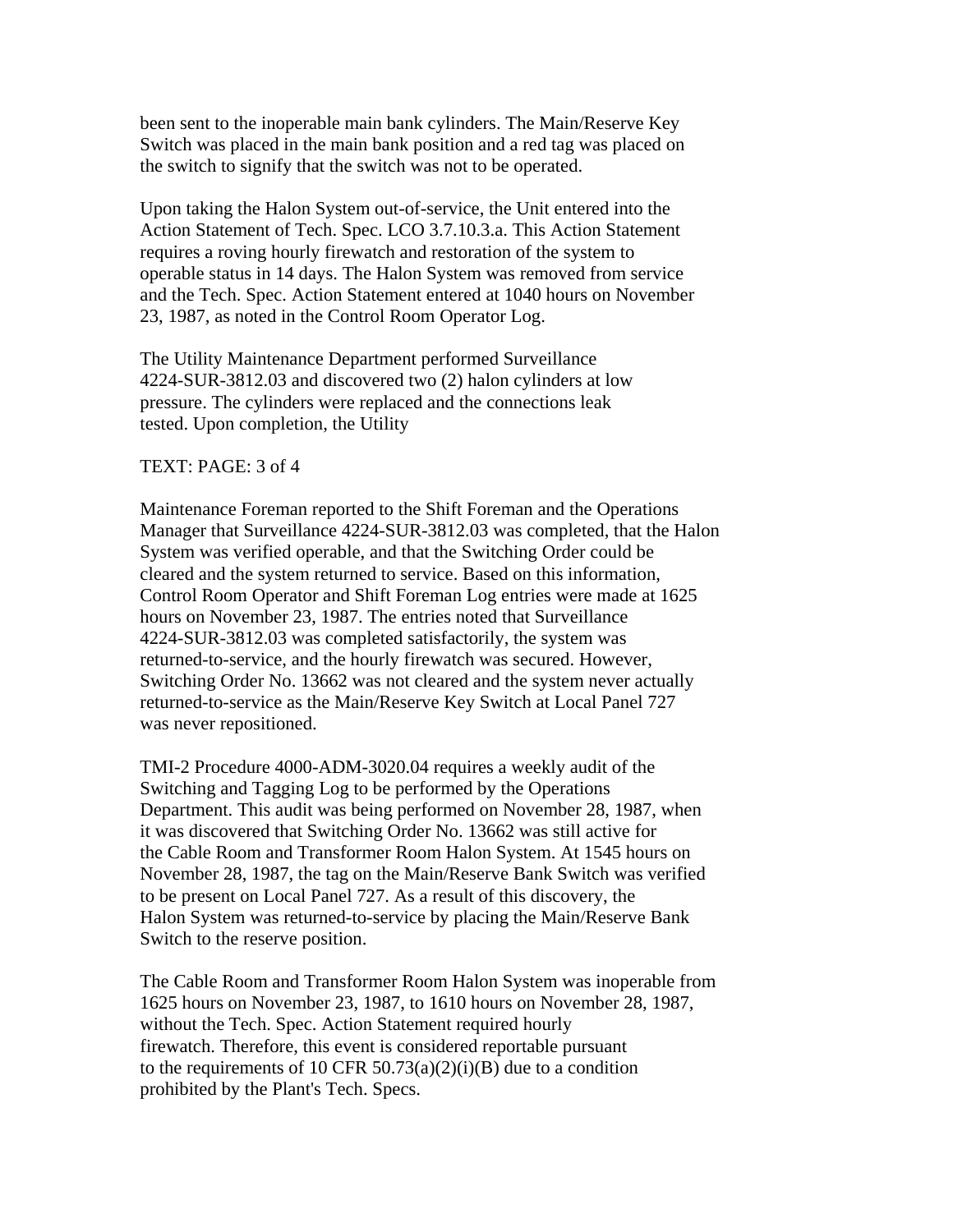been sent to the inoperable main bank cylinders. The Main/Reserve Key Switch was placed in the main bank position and a red tag was placed on the switch to signify that the switch was not to be operated.

Upon taking the Halon System out-of-service, the Unit entered into the Action Statement of Tech. Spec. LCO 3.7.10.3.a. This Action Statement requires a roving hourly firewatch and restoration of the system to operable status in 14 days. The Halon System was removed from service and the Tech. Spec. Action Statement entered at 1040 hours on November 23, 1987, as noted in the Control Room Operator Log.

The Utility Maintenance Department performed Surveillance 4224-SUR-3812.03 and discovered two (2) halon cylinders at low pressure. The cylinders were replaced and the connections leak tested. Upon completion, the Utility

TEXT: PAGE: 3 of 4

Maintenance Foreman reported to the Shift Foreman and the Operations Manager that Surveillance 4224-SUR-3812.03 was completed, that the Halon System was verified operable, and that the Switching Order could be cleared and the system returned to service. Based on this information, Control Room Operator and Shift Foreman Log entries were made at 1625 hours on November 23, 1987. The entries noted that Surveillance 4224-SUR-3812.03 was completed satisfactorily, the system was returned-to-service, and the hourly firewatch was secured. However, Switching Order No. 13662 was not cleared and the system never actually returned-to-service as the Main/Reserve Key Switch at Local Panel 727 was never repositioned.

TMI-2 Procedure 4000-ADM-3020.04 requires a weekly audit of the Switching and Tagging Log to be performed by the Operations Department. This audit was being performed on November 28, 1987, when it was discovered that Switching Order No. 13662 was still active for the Cable Room and Transformer Room Halon System. At 1545 hours on November 28, 1987, the tag on the Main/Reserve Bank Switch was verified to be present on Local Panel 727. As a result of this discovery, the Halon System was returned-to-service by placing the Main/Reserve Bank Switch to the reserve position.

The Cable Room and Transformer Room Halon System was inoperable from 1625 hours on November 23, 1987, to 1610 hours on November 28, 1987, without the Tech. Spec. Action Statement required hourly firewatch. Therefore, this event is considered reportable pursuant to the requirements of 10 CFR 50.73(a)(2)(i)(B) due to a condition prohibited by the Plant's Tech. Specs.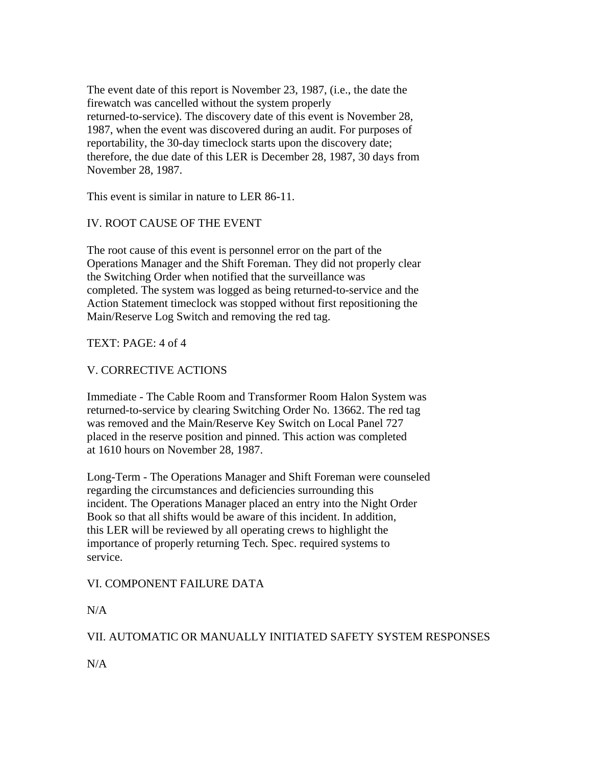The event date of this report is November 23, 1987, (i.e., the date the firewatch was cancelled without the system properly returned-to-service). The discovery date of this event is November 28, 1987, when the event was discovered during an audit. For purposes of reportability, the 30-day timeclock starts upon the discovery date; therefore, the due date of this LER is December 28, 1987, 30 days from November 28, 1987.

This event is similar in nature to LER 86-11.

## IV. ROOT CAUSE OF THE EVENT

The root cause of this event is personnel error on the part of the Operations Manager and the Shift Foreman. They did not properly clear the Switching Order when notified that the surveillance was completed. The system was logged as being returned-to-service and the Action Statement timeclock was stopped without first repositioning the Main/Reserve Log Switch and removing the red tag.

TEXT: PAGE: 4 of 4

## V. CORRECTIVE ACTIONS

Immediate - The Cable Room and Transformer Room Halon System was returned-to-service by clearing Switching Order No. 13662. The red tag was removed and the Main/Reserve Key Switch on Local Panel 727 placed in the reserve position and pinned. This action was completed at 1610 hours on November 28, 1987.

Long-Term - The Operations Manager and Shift Foreman were counseled regarding the circumstances and deficiencies surrounding this incident. The Operations Manager placed an entry into the Night Order Book so that all shifts would be aware of this incident. In addition, this LER will be reviewed by all operating crews to highlight the importance of properly returning Tech. Spec. required systems to service.

## VI. COMPONENT FAILURE DATA

N/A

## VII. AUTOMATIC OR MANUALLY INITIATED SAFETY SYSTEM RESPONSES

N/A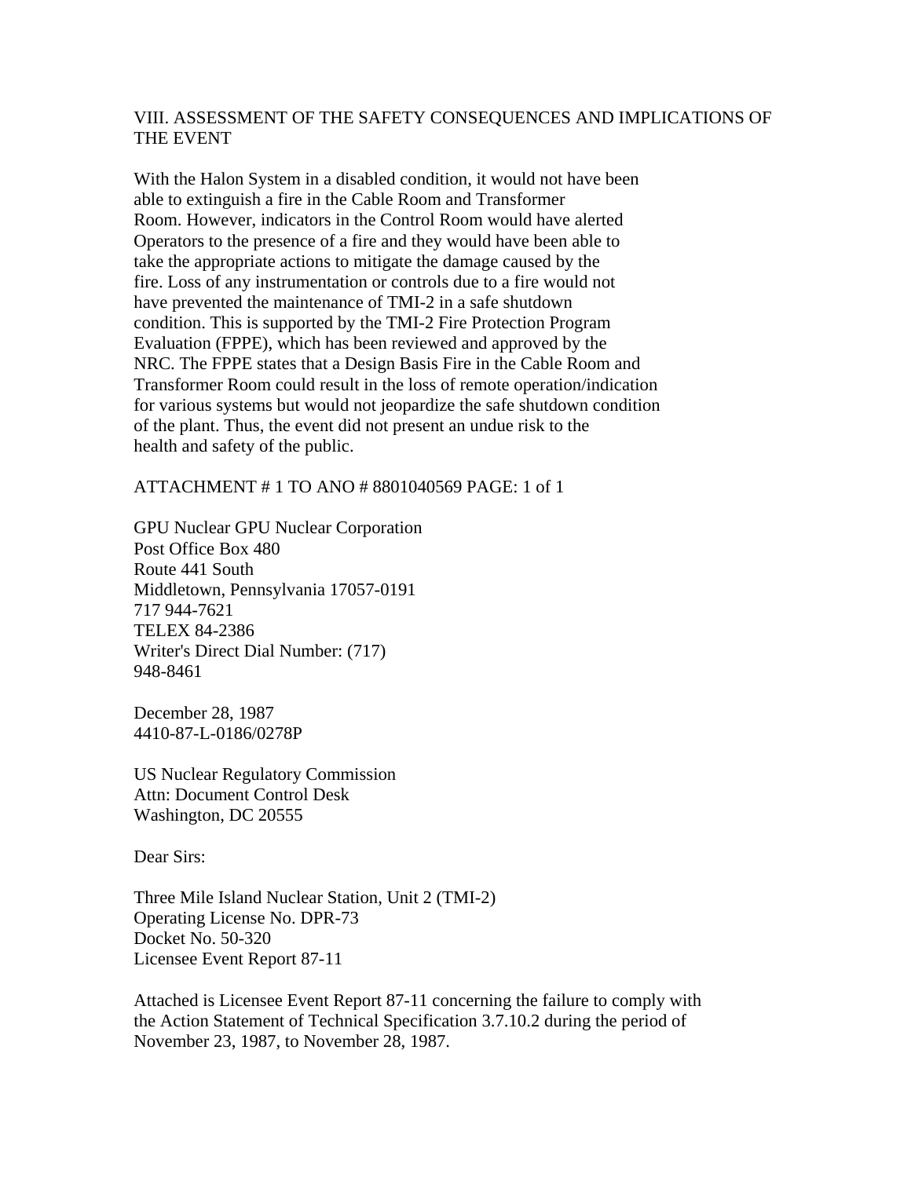## VIII. ASSESSMENT OF THE SAFETY CONSEQUENCES AND IMPLICATIONS OF THE EVENT

With the Halon System in a disabled condition, it would not have been able to extinguish a fire in the Cable Room and Transformer Room. However, indicators in the Control Room would have alerted Operators to the presence of a fire and they would have been able to take the appropriate actions to mitigate the damage caused by the fire. Loss of any instrumentation or controls due to a fire would not have prevented the maintenance of TMI-2 in a safe shutdown condition. This is supported by the TMI-2 Fire Protection Program Evaluation (FPPE), which has been reviewed and approved by the NRC. The FPPE states that a Design Basis Fire in the Cable Room and Transformer Room could result in the loss of remote operation/indication for various systems but would not jeopardize the safe shutdown condition of the plant. Thus, the event did not present an undue risk to the health and safety of the public.

ATTACHMENT # 1 TO ANO # 8801040569 PAGE: 1 of 1

GPU Nuclear GPU Nuclear Corporation
Post Office Box 480
Route 441 South
Middletown, Pennsylvania 17057-0191
717 944-7621
TELEX 84-2386
Writer's Direct Dial Number: (717)
948-8461

December 28, 1987
4410-87-L-0186/0278P

US Nuclear Regulatory Commission
Attn: Document Control Desk
Washington, DC 20555

Dear Sirs:

Three Mile Island Nuclear Station, Unit 2 (TMI-2)
Operating License No. DPR-73
Docket No. 50-320
Licensee Event Report 87-11

Attached is Licensee Event Report 87-11 concerning the failure to comply with the Action Statement of Technical Specification 3.7.10.2 during the period of November 23, 1987, to November 28, 1987.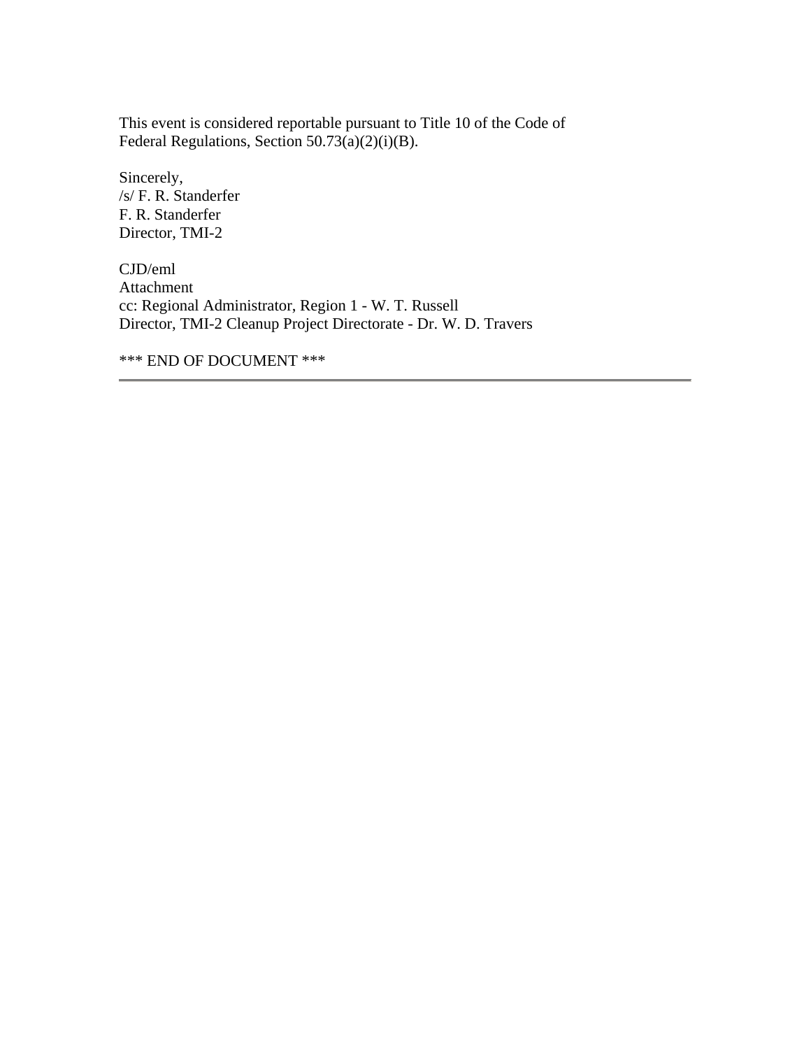This event is considered reportable pursuant to Title 10 of the Code of Federal Regulations, Section 50.73(a)(2)(i)(B).

Sincerely,
/s/ F. R. Standerfer
F. R. Standerfer
Director, TMI-2

CJD/eml
Attachment
cc: Regional Administrator, Region 1 - W. T. Russell
Director, TMI-2 Cleanup Project Directorate - Dr. W. D. Travers

*** END OF DOCUMENT ***

---